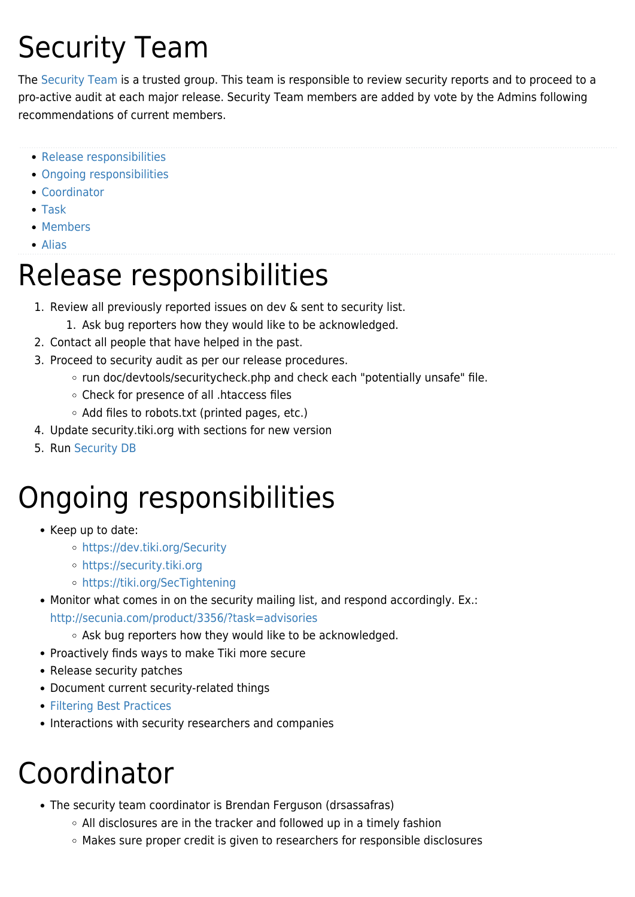# Security Team

The Security Team is a trusted group. This team is responsible to review security reports and to proceed to a pro-active audit at each major release. Security Team members are added by vote by the Admins following recommendations of current members.

- Release responsibilities
- Ongoing responsibilities
- Coordinator
- Task
- Members
- Alias

# Release responsibilities

1. Review all previously reported issues on dev & sent to security list.
   1. Ask bug reporters how they would like to be acknowledged.
2. Contact all people that have helped in the past.
3. Proceed to security audit as per our release procedures.
   - run doc/devtools/securitycheck.php and check each "potentially unsafe" file.
   - Check for presence of all .htaccess files
   - Add files to robots.txt (printed pages, etc.)
4. Update security.tiki.org with sections for new version
5. Run Security DB

# Ongoing responsibilities

- Keep up to date:
  - https://dev.tiki.org/Security
  - https://security.tiki.org
  - https://tiki.org/SecTightening
- Monitor what comes in on the security mailing list, and respond accordingly. Ex.: http://secunia.com/product/3356/?task=advisories
  - Ask bug reporters how they would like to be acknowledged.
- Proactively finds ways to make Tiki more secure
- Release security patches
- Document current security-related things
- Filtering Best Practices
- Interactions with security researchers and companies

# Coordinator

- The security team coordinator is Brendan Ferguson (drsassafras)
  - All disclosures are in the tracker and followed up in a timely fashion
  - Makes sure proper credit is given to researchers for responsible disclosures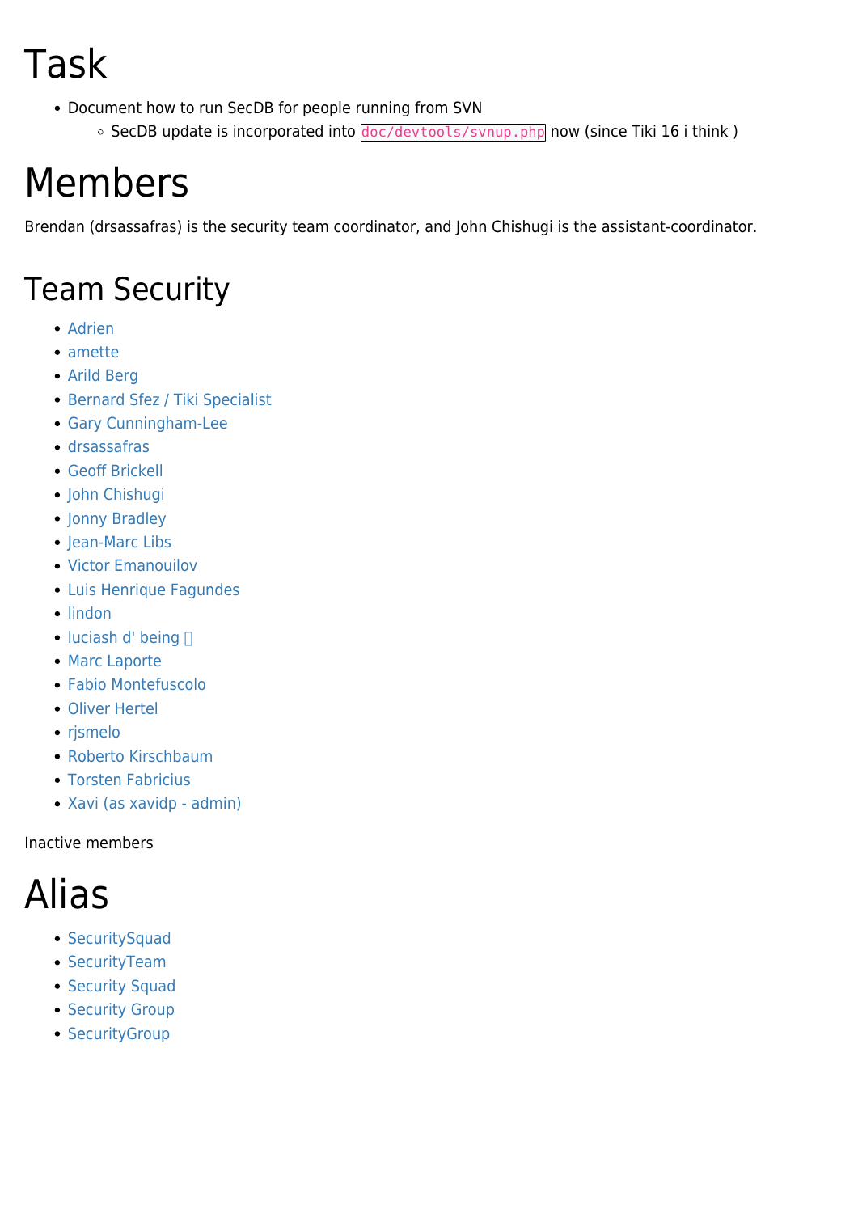# Task

- Document how to run SecDB for people running from SVN
  - SecDB update is incorporated into `doc/devtools/svnup.php` now (since Tiki 16 i think )

# Members

Brendan (drsassafras) is the security team coordinator, and John Chishugi is the assistant-coordinator.

## Team Security

- Adrien
- amette
- Arild Berg
- Bernard Sfez / Tiki Specialist
- Gary Cunningham-Lee
- drsassafras
- Geoff Brickell
- John Chishugi
- Jonny Bradley
- Jean-Marc Libs
- Victor Emanouilov
- Luis Henrique Fagundes
- lindon
- luciash d' being 
- Marc Laporte
- Fabio Montefuscolo
- Oliver Hertel
- rjsmelo
- Roberto Kirschbaum
- Torsten Fabricius
- Xavi (as xavidp - admin)

Inactive members

# Alias

- SecuritySquad
- SecurityTeam
- Security Squad
- Security Group
- SecurityGroup